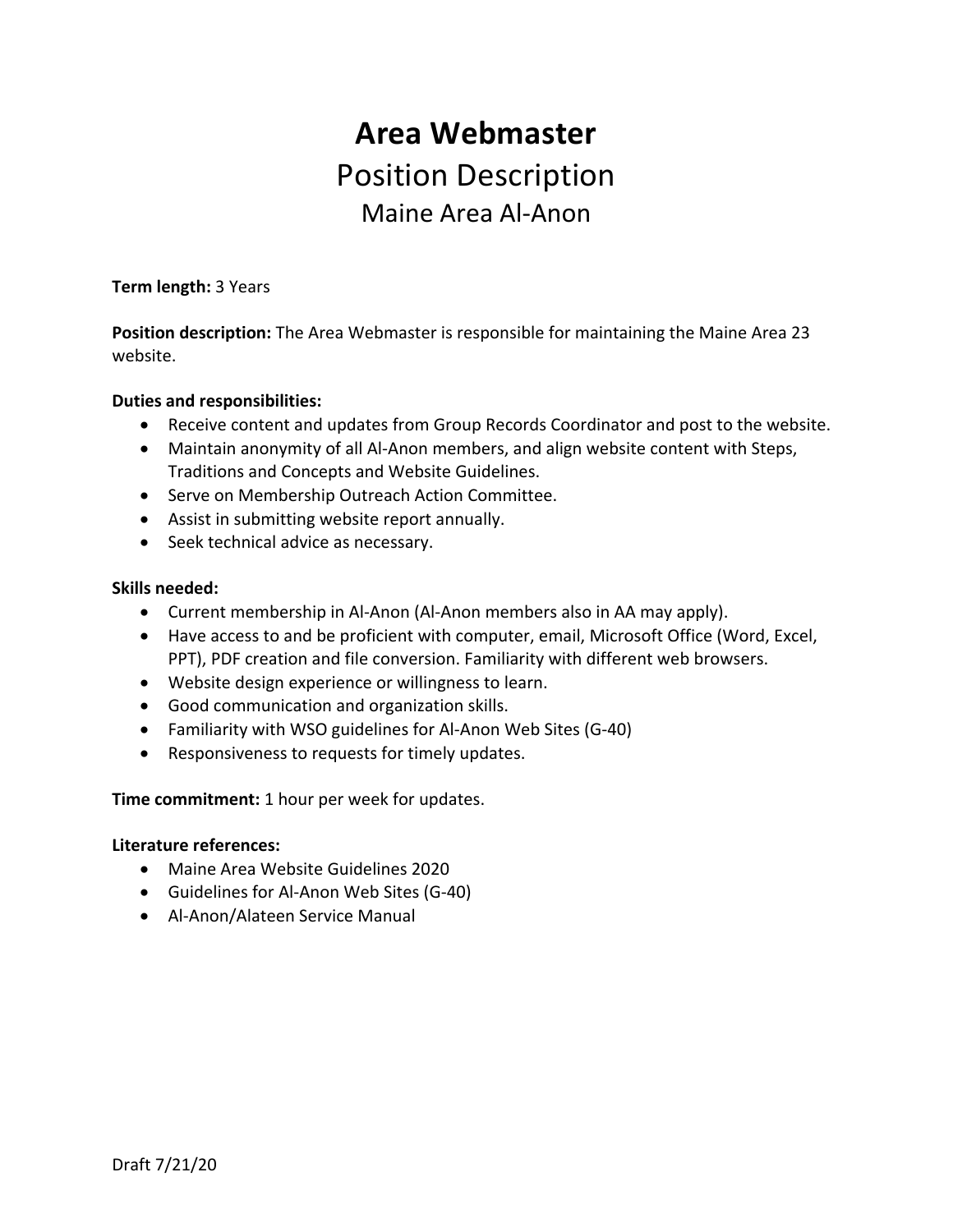# Area Webmaster

## Position Description

### Maine Area Al-Anon

**Term length:** 3 Years

**Position description:** The Area Webmaster is responsible for maintaining the Maine Area 23 website.

**Duties and responsibilities:**

- Receive content and updates from Group Records Coordinator and post to the website.
- Maintain anonymity of all Al-Anon members, and align website content with Steps, Traditions and Concepts and Website Guidelines.
- Serve on Membership Outreach Action Committee.
- Assist in submitting website report annually.
- Seek technical advice as necessary.

**Skills needed:**

- Current membership in Al-Anon (Al-Anon members also in AA may apply).
- Have access to and be proficient with computer, email, Microsoft Office (Word, Excel, PPT), PDF creation and file conversion. Familiarity with different web browsers.
- Website design experience or willingness to learn.
- Good communication and organization skills.
- Familiarity with WSO guidelines for Al-Anon Web Sites (G-40)
- Responsiveness to requests for timely updates.

**Time commitment:** 1 hour per week for updates.

**Literature references:**

- Maine Area Website Guidelines 2020
- Guidelines for Al-Anon Web Sites (G-40)
- Al-Anon/Alateen Service Manual

Draft 7/21/20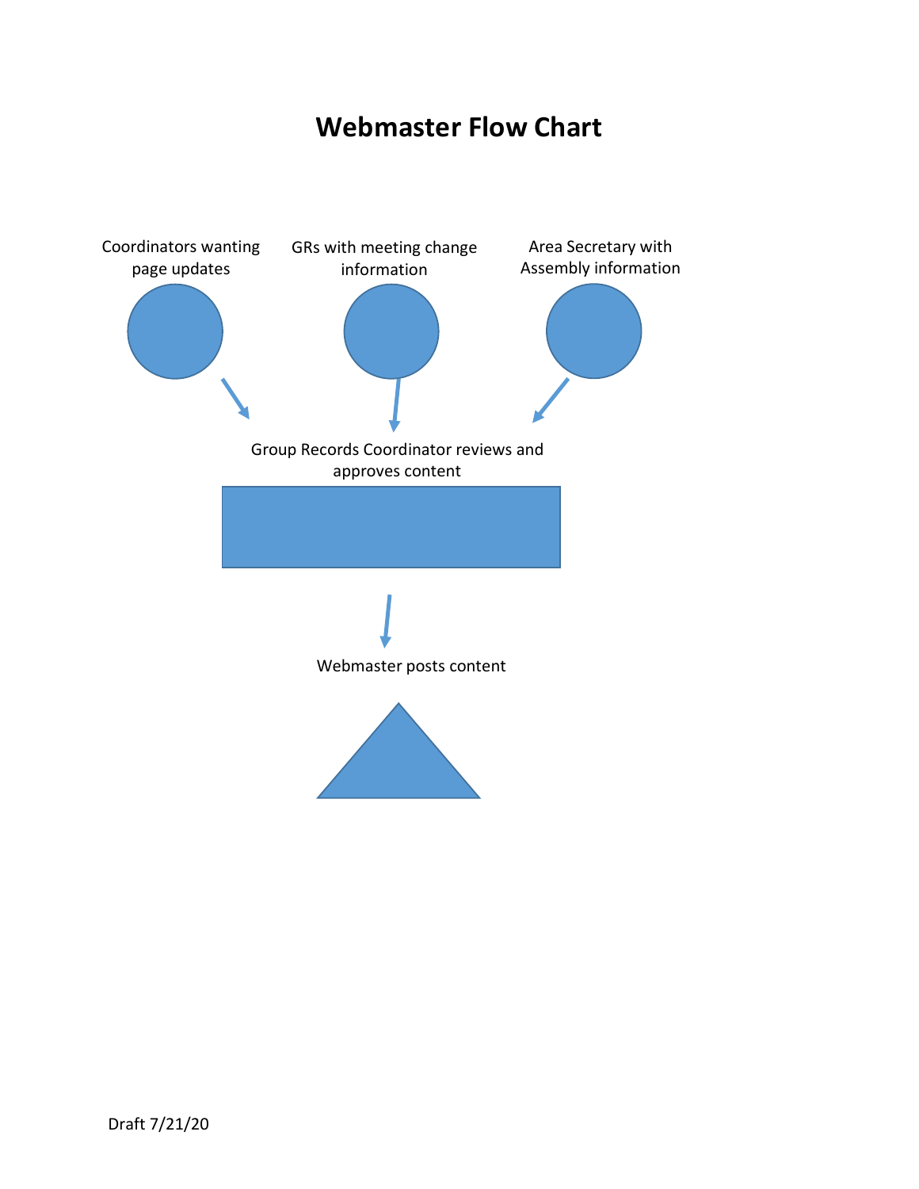# Webmaster Flow Chart

Coordinators wanting page updates

GRs with meeting change information

Area Secretary with Assembly information

Group Records Coordinator reviews and approves content

Webmaster posts content

Draft 7/21/20